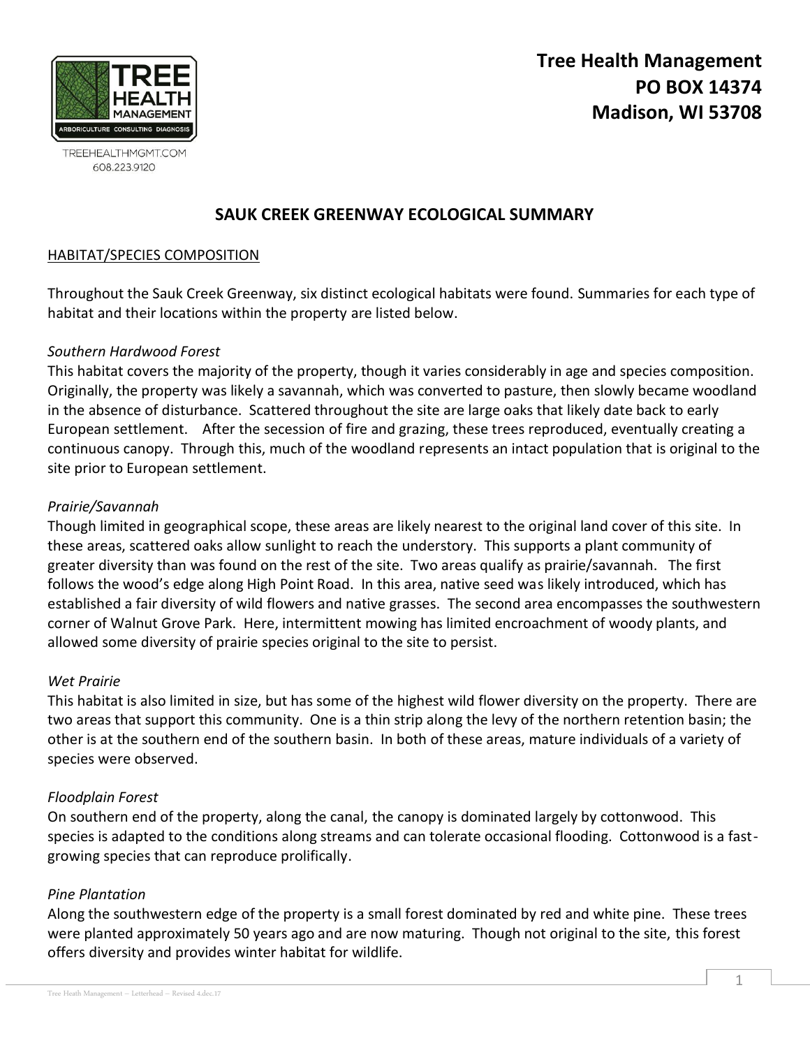TREEHEALTHMGMT.COM
608.223.9120

**Tree Health Management**
**PO BOX 14374**
**Madison, WI 53708**

# SAUK CREEK GREENWAY ECOLOGICAL SUMMARY

## HABITAT/SPECIES COMPOSITION

Throughout the Sauk Creek Greenway, six distinct ecological habitats were found. Summaries for each type of habitat and their locations within the property are listed below.

### *Southern Hardwood Forest*

This habitat covers the majority of the property, though it varies considerably in age and species composition. Originally, the property was likely a savannah, which was converted to pasture, then slowly became woodland in the absence of disturbance. Scattered throughout the site are large oaks that likely date back to early European settlement. After the secession of fire and grazing, these trees reproduced, eventually creating a continuous canopy. Through this, much of the woodland represents an intact population that is original to the site prior to European settlement.

### *Prairie/Savannah*

Though limited in geographical scope, these areas are likely nearest to the original land cover of this site. In these areas, scattered oaks allow sunlight to reach the understory. This supports a plant community of greater diversity than was found on the rest of the site. Two areas qualify as prairie/savannah. The first follows the wood's edge along High Point Road. In this area, native seed was likely introduced, which has established a fair diversity of wild flowers and native grasses. The second area encompasses the southwestern corner of Walnut Grove Park. Here, intermittent mowing has limited encroachment of woody plants, and allowed some diversity of prairie species original to the site to persist.

### *Wet Prairie*

This habitat is also limited in size, but has some of the highest wild flower diversity on the property. There are two areas that support this community. One is a thin strip along the levy of the northern retention basin; the other is at the southern end of the southern basin. In both of these areas, mature individuals of a variety of species were observed.

### *Floodplain Forest*

On southern end of the property, along the canal, the canopy is dominated largely by cottonwood. This species is adapted to the conditions along streams and can tolerate occasional flooding. Cottonwood is a fast-growing species that can reproduce prolifically.

### *Pine Plantation*

Along the southwestern edge of the property is a small forest dominated by red and white pine. These trees were planted approximately 50 years ago and are now maturing. Though not original to the site, this forest offers diversity and provides winter habitat for wildlife.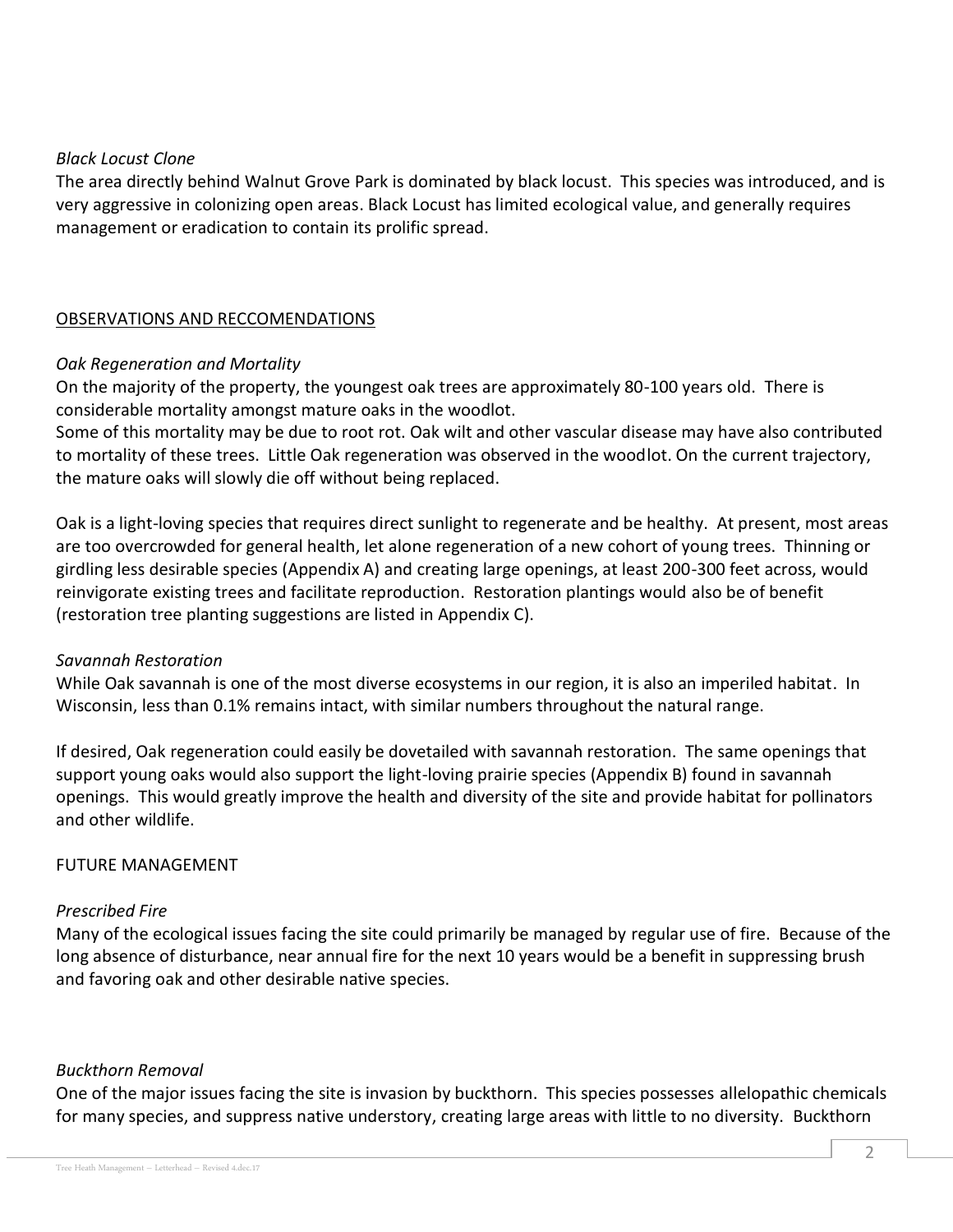*Black Locust Clone*

The area directly behind Walnut Grove Park is dominated by black locust. This species was introduced, and is very aggressive in colonizing open areas. Black Locust has limited ecological value, and generally requires management or eradication to contain its prolific spread.

## OBSERVATIONS AND RECCOMENDATIONS

*Oak Regeneration and Mortality*

On the majority of the property, the youngest oak trees are approximately 80-100 years old. There is considerable mortality amongst mature oaks in the woodlot.
Some of this mortality may be due to root rot. Oak wilt and other vascular disease may have also contributed to mortality of these trees. Little Oak regeneration was observed in the woodlot. On the current trajectory, the mature oaks will slowly die off without being replaced.

Oak is a light-loving species that requires direct sunlight to regenerate and be healthy. At present, most areas are too overcrowded for general health, let alone regeneration of a new cohort of young trees. Thinning or girdling less desirable species (Appendix A) and creating large openings, at least 200-300 feet across, would reinvigorate existing trees and facilitate reproduction. Restoration plantings would also be of benefit (restoration tree planting suggestions are listed in Appendix C).

*Savannah Restoration*

While Oak savannah is one of the most diverse ecosystems in our region, it is also an imperiled habitat. In Wisconsin, less than 0.1% remains intact, with similar numbers throughout the natural range.

If desired, Oak regeneration could easily be dovetailed with savannah restoration. The same openings that support young oaks would also support the light-loving prairie species (Appendix B) found in savannah openings. This would greatly improve the health and diversity of the site and provide habitat for pollinators and other wildlife.

## FUTURE MANAGEMENT

*Prescribed Fire*

Many of the ecological issues facing the site could primarily be managed by regular use of fire. Because of the long absence of disturbance, near annual fire for the next 10 years would be a benefit in suppressing brush and favoring oak and other desirable native species.

*Buckthorn Removal*

One of the major issues facing the site is invasion by buckthorn. This species possesses allelopathic chemicals for many species, and suppress native understory, creating large areas with little to no diversity. Buckthorn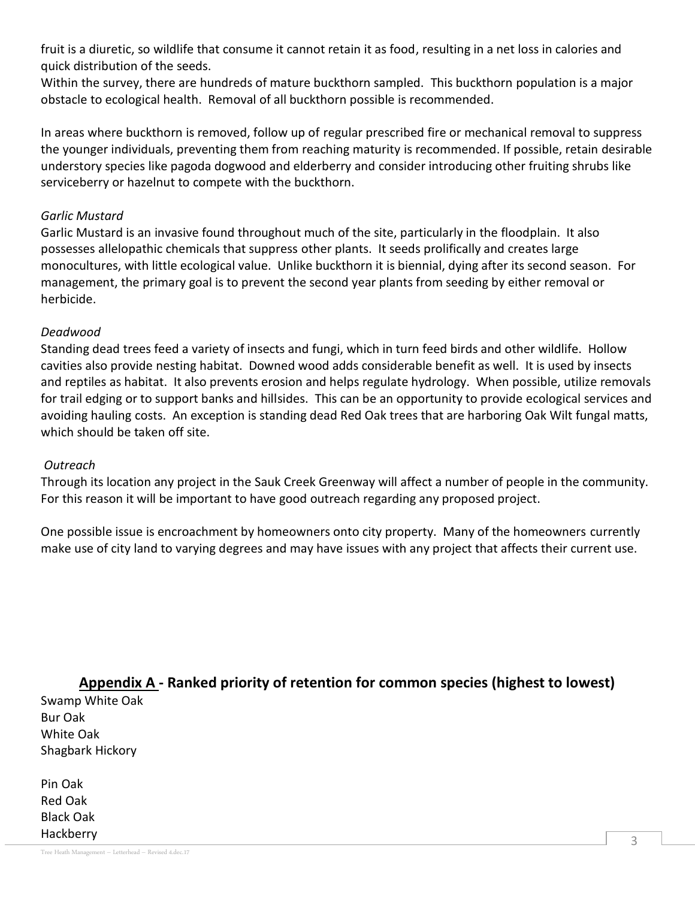fruit is a diuretic, so wildlife that consume it cannot retain it as food, resulting in a net loss in calories and quick distribution of the seeds.
Within the survey, there are hundreds of mature buckthorn sampled. This buckthorn population is a major obstacle to ecological health. Removal of all buckthorn possible is recommended.

In areas where buckthorn is removed, follow up of regular prescribed fire or mechanical removal to suppress the younger individuals, preventing them from reaching maturity is recommended. If possible, retain desirable understory species like pagoda dogwood and elderberry and consider introducing other fruiting shrubs like serviceberry or hazelnut to compete with the buckthorn.

*Garlic Mustard*
Garlic Mustard is an invasive found throughout much of the site, particularly in the floodplain. It also possesses allelopathic chemicals that suppress other plants. It seeds prolifically and creates large monocultures, with little ecological value. Unlike buckthorn it is biennial, dying after its second season. For management, the primary goal is to prevent the second year plants from seeding by either removal or herbicide.

*Deadwood*
Standing dead trees feed a variety of insects and fungi, which in turn feed birds and other wildlife. Hollow cavities also provide nesting habitat. Downed wood adds considerable benefit as well. It is used by insects and reptiles as habitat. It also prevents erosion and helps regulate hydrology. When possible, utilize removals for trail edging or to support banks and hillsides. This can be an opportunity to provide ecological services and avoiding hauling costs. An exception is standing dead Red Oak trees that are harboring Oak Wilt fungal matts, which should be taken off site.

*Outreach*
Through its location any project in the Sauk Creek Greenway will affect a number of people in the community. For this reason it will be important to have good outreach regarding any proposed project.

One possible issue is encroachment by homeowners onto city property. Many of the homeowners currently make use of city land to varying degrees and may have issues with any project that affects their current use.

## <u>Appendix A</u> - Ranked priority of retention for common species (highest to lowest)

Swamp White Oak
Bur Oak
White Oak
Shagbark Hickory

Pin Oak
Red Oak
Black Oak
Hackberry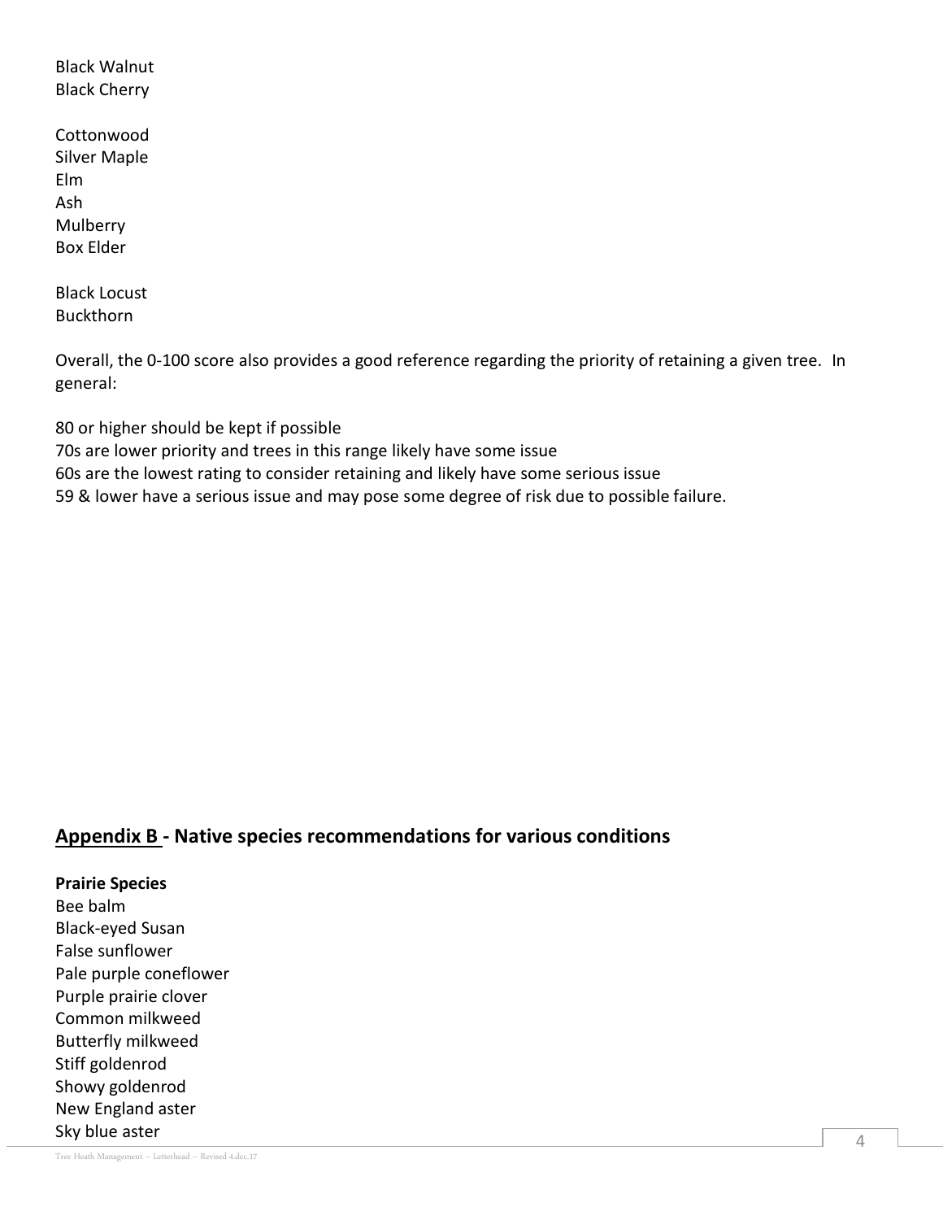Black Walnut
Black Cherry

Cottonwood
Silver Maple
Elm
Ash
Mulberry
Box Elder

Black Locust
Buckthorn

Overall, the 0-100 score also provides a good reference regarding the priority of retaining a given tree. In general:

80 or higher should be kept if possible
70s are lower priority and trees in this range likely have some issue
60s are the lowest rating to consider retaining and likely have some serious issue
59 & lower have a serious issue and may pose some degree of risk due to possible failure.

## <u>Appendix B</u> - Native species recommendations for various conditions

**Prairie Species**
Bee balm
Black-eyed Susan
False sunflower
Pale purple coneflower
Purple prairie clover
Common milkweed
Butterfly milkweed
Stiff goldenrod
Showy goldenrod
New England aster
Sky blue aster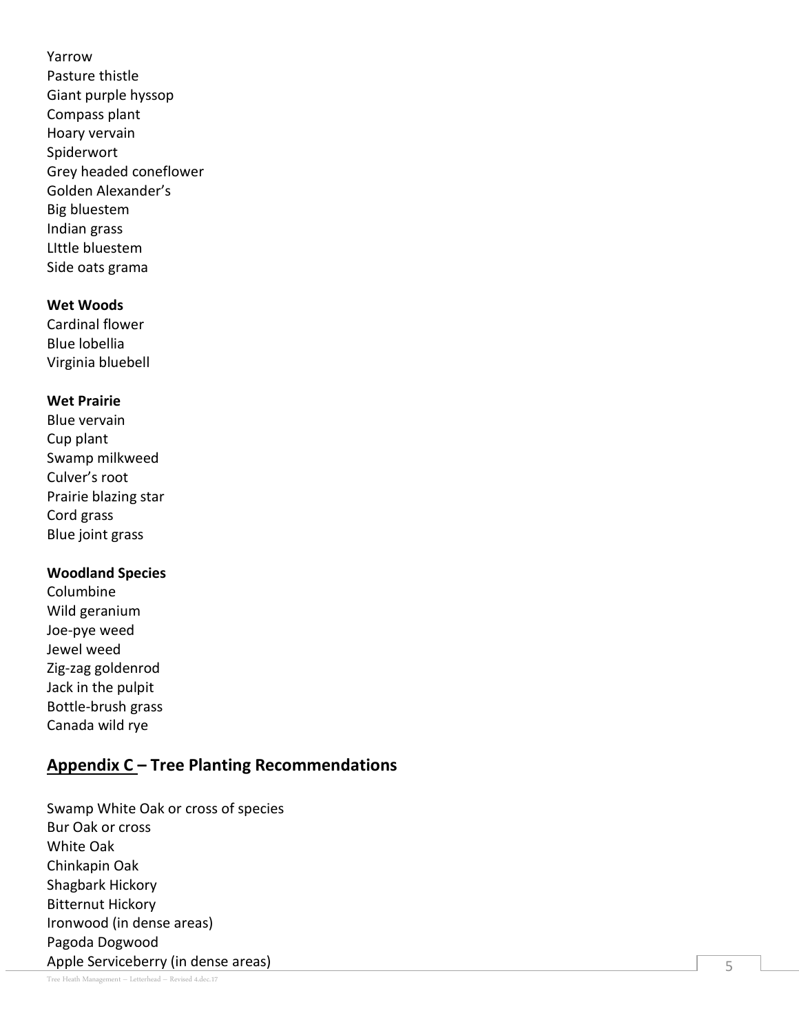Yarrow
Pasture thistle
Giant purple hyssop
Compass plant
Hoary vervain
Spiderwort
Grey headed coneflower
Golden Alexander's
Big bluestem
Indian grass
LIttle bluestem
Side oats grama

**Wet Woods**

Cardinal flower
Blue lobellia
Virginia bluebell

**Wet Prairie**

Blue vervain
Cup plant
Swamp milkweed
Culver's root
Prairie blazing star
Cord grass
Blue joint grass

**Woodland Species**

Columbine
Wild geranium
Joe-pye weed
Jewel weed
Zig-zag goldenrod
Jack in the pulpit
Bottle-brush grass
Canada wild rye

## Appendix C – Tree Planting Recommendations

Swamp White Oak or cross of species
Bur Oak or cross
White Oak
Chinkapin Oak
Shagbark Hickory
Bitternut Hickory
Ironwood (in dense areas)
Pagoda Dogwood
Apple Serviceberry (in dense areas)